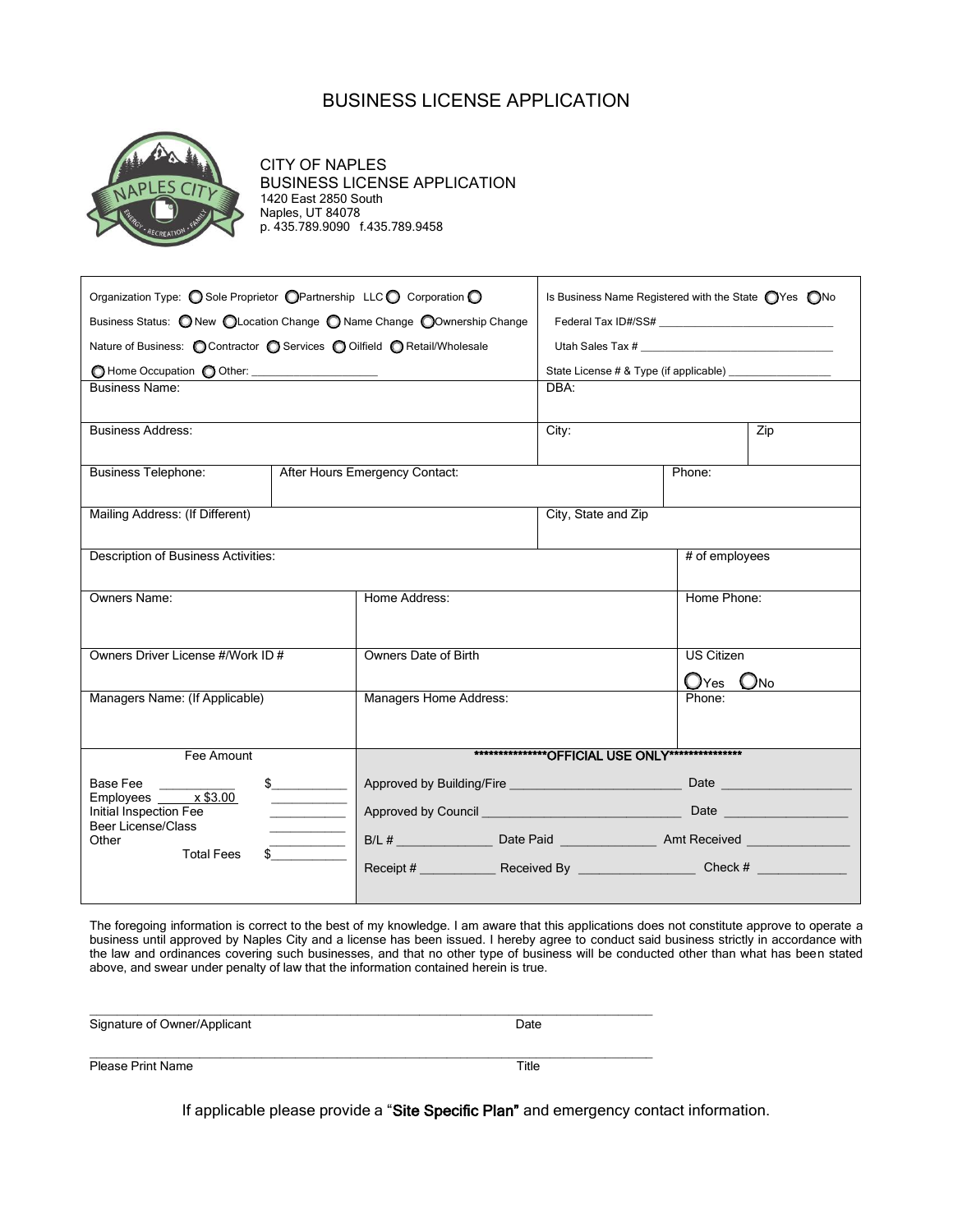# BUSINESS LICENSE APPLICATION

CITY OF NAPLES
BUSINESS LICENSE APPLICATION
1420 East 2850 South
Naples, UT 84078
p. 435.789.9090 f.435.789.9458

| | |
|---|---|
| Organization Type: ◯ Sole Proprietor ◯ Partnership LLC ◯ Corporation ◯ | Is Business Name Registered with the State ◯ Yes ◯ No |
| Business Status: ◯ New ◯ Location Change ◯ Name Change ◯ Ownership Change | Federal Tax ID#/SS# ______________________________ |
| Nature of Business: ◯ Contractor ◯ Services ◯ Oilfield ◯ Retail/Wholesale | Utah Sales Tax # ______________________________ |
| ◯ Home Occupation ◯ Other: ____________________ | State License # & Type (if applicable) _________________ |
| Business Name: | DBA: |
| Business Address: | City: / Zip |

| Business Telephone: | After Hours Emergency Contact: | Phone: |
|---|---|---|

| Mailing Address: (If Different) | City, State and Zip |
|---|---|

| Description of Business Activities: | # of employees |
|---|---|

| Owners Name: | Home Address: | Home Phone: |
|---|---|---|
| Owners Driver License #/Work ID # | Owners Date of Birth | US Citizen ◯ Yes ◯ No |
| Managers Name: (If Applicable) | Managers Home Address: | Phone: |

| Fee Amount | \*\*\*\*\*\*\*\*\*\*\*\*\*\*\*\*OFFICIAL USE ONLY\*\*\*\*\*\*\*\*\*\*\*\*\*\*\*\* |
|---|---|
| Base Fee ___________ $___________ | Approved by Building/Fire _________________________ Date ___________________ |
| Employees _____ x $3.00 ___________ | Approved by Council ______________________________ Date __________________ |
| Initial Inspection Fee ___________ | B/L # ______________ Date Paid ______________ Amt Received _______________ |
| Beer License/Class ___________ | Receipt # ___________ Received By _________________ Check # _____________ |
| Other ___________ | |
| Total Fees $___________ | |

The foregoing information is correct to the best of my knowledge. I am aware that this applications does not constitute approve to operate a business until approved by Naples City and a license has been issued. I hereby agree to conduct said business strictly in accordance with the law and ordinances covering such businesses, and that no other type of business will be conducted other than what has been stated above, and swear under penalty of law that the information contained herein is true.

______________________________________________________________________________
Signature of Owner/Applicant Date

______________________________________________________________________________
Please Print Name Title

If applicable please provide a "**Site Specific Plan**" and emergency contact information.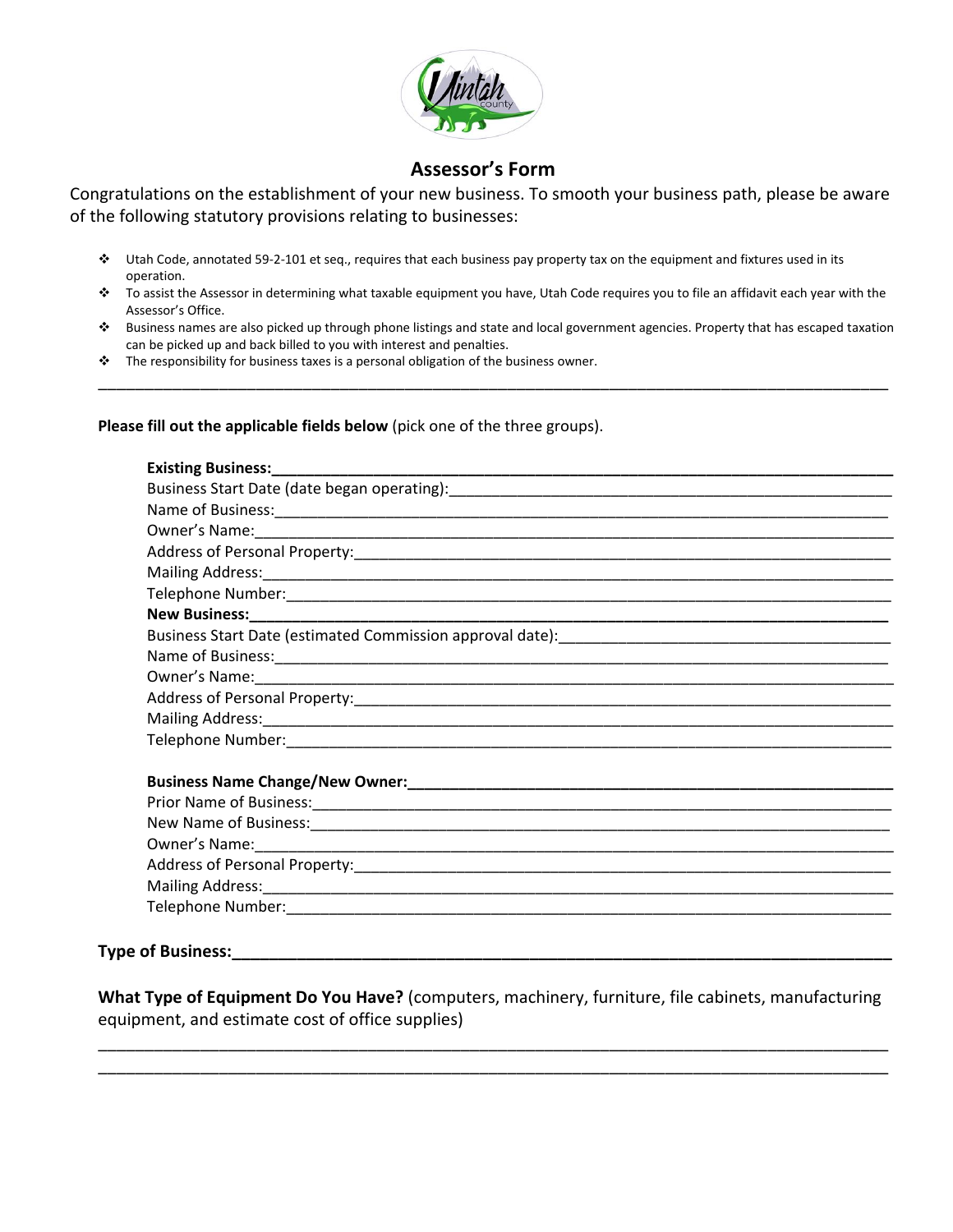# Assessor's Form

Congratulations on the establishment of your new business. To smooth your business path, please be aware of the following statutory provisions relating to businesses:

- Utah Code, annotated 59-2-101 et seq., requires that each business pay property tax on the equipment and fixtures used in its operation.
- To assist the Assessor in determining what taxable equipment you have, Utah Code requires you to file an affidavit each year with the Assessor's Office.
- Business names are also picked up through phone listings and state and local government agencies. Property that has escaped taxation can be picked up and back billed to you with interest and penalties.
- The responsibility for business taxes is a personal obligation of the business owner.

---

**Please fill out the applicable fields below** (pick one of the three groups).

**Existing Business:**______________________________________________

Business Start Date (date began operating):______________________________

Name of Business:______________________________________________

Owner's Name:______________________________________________

Address of Personal Property:______________________________________________

Mailing Address:______________________________________________

Telephone Number:______________________________________________

**New Business:**______________________________________________

Business Start Date (estimated Commission approval date):______________________________

Name of Business:______________________________________________

Owner's Name:______________________________________________

Address of Personal Property:______________________________________________

Mailing Address:______________________________________________

Telephone Number:______________________________________________

**Business Name Change/New Owner:**______________________________________________

Prior Name of Business:______________________________________________

New Name of Business:______________________________________________

Owner's Name:______________________________________________

Address of Personal Property:______________________________________________

Mailing Address:______________________________________________

Telephone Number:______________________________________________

**Type of Business:**______________________________________________

**What Type of Equipment Do You Have?** (computers, machinery, furniture, file cabinets, manufacturing equipment, and estimate cost of office supplies)

______________________________________________

______________________________________________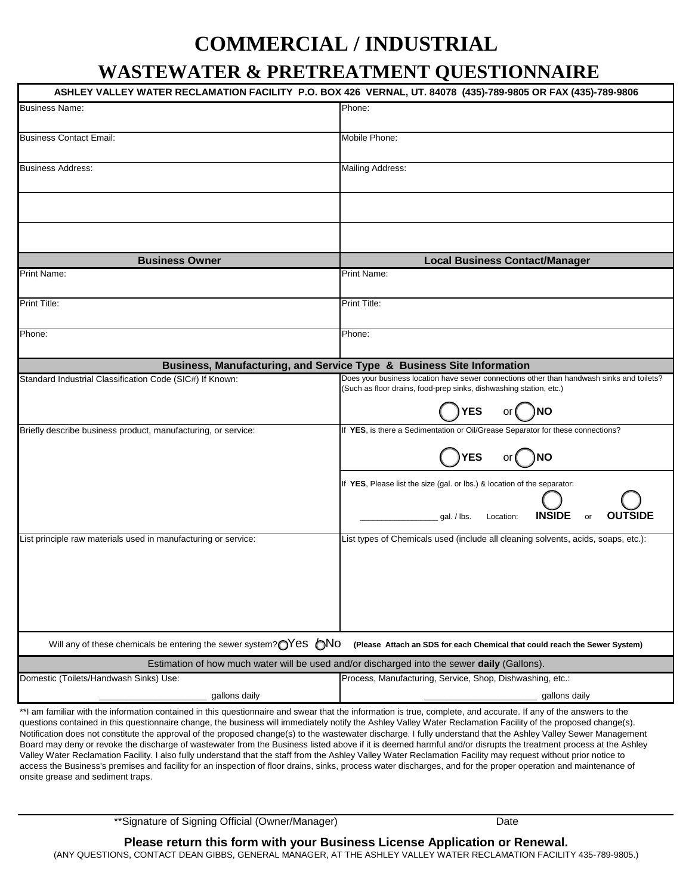# COMMERCIAL / INDUSTRIAL

# WASTEWATER & PRETREATMENT QUESTIONNAIRE

**ASHLEY VALLEY WATER RECLAMATION FACILITY P.O. BOX 426 VERNAL, UT. 84078 (435)-789-9805 OR FAX (435)-789-9806**

| | |
|---|---|
| Business Name: | Phone: |
| Business Contact Email: | Mobile Phone: |
| Business Address: | Mailing Address: |
| | |
| | |
| **Business Owner** | **Local Business Contact/Manager** |
| Print Name: | Print Name: |
| Print Title: | Print Title: |
| Phone: | Phone: |

**Business, Manufacturing, and Service Type & Business Site Information**

| | |
|---|---|
| Standard Industrial Classification Code (SIC#) If Known: | Does your business location have sewer connections other than handwash sinks and toilets? (Such as floor drains, food-prep sinks, dishwashing station, etc.) ◯ **YES** or ◯ **NO** |
| Briefly describe business product, manufacturing, or service: | If **YES**, is there a Sedimentation or Oil/Grease Separator for these connections? ◯ **YES** or ◯ **NO** |
| | If **YES**, Please list the size (gal. or lbs.) & location of the separator: _________________ gal. / lbs. Location: ◯ **INSIDE** or ◯ **OUTSIDE** |
| List principle raw materials used in manufacturing or service: | List types of Chemicals used (include all cleaning solvents, acids, soaps, etc.): |

Will any of these chemicals be entering the sewer system? ◯ Yes ◯ No **(Please Attach an SDS for each Chemical that could reach the Sewer System)**

Estimation of how much water will be used and/or discharged into the sewer **daily** (Gallons).

| | |
|---|---|
| Domestic (Toilets/Handwash Sinks) Use: _____________________ gallons daily | Process, Manufacturing, Service, Shop, Dishwashing, etc.: ______________________ gallons daily |

**I am familiar with the information contained in this questionnaire and swear that the information is true, complete, and accurate. If any of the answers to the questions contained in this questionnaire change, the business will immediately notify the Ashley Valley Water Reclamation Facility of the proposed change(s). Notification does not constitute the approval of the proposed change(s) to the wastewater discharge. I fully understand that the Ashley Valley Sewer Management Board may deny or revoke the discharge of wastewater from the Business listed above if it is deemed harmful and/or disrupts the treatment process at the Ashley Valley Water Reclamation Facility. I also fully understand that the staff from the Ashley Valley Water Reclamation Facility may request without prior notice to access the Business's premises and facility for an inspection of floor drains, sinks, process water discharges, and for the proper operation and maintenance of onsite grease and sediment traps.

_____________________________________________________________

**Signature of Signing Official (Owner/Manager) Date

**Please return this form with your Business License Application or Renewal.**

(ANY QUESTIONS, CONTACT DEAN GIBBS, GENERAL MANAGER, AT THE ASHLEY VALLEY WATER RECLAMATION FACILITY 435-789-9805.)